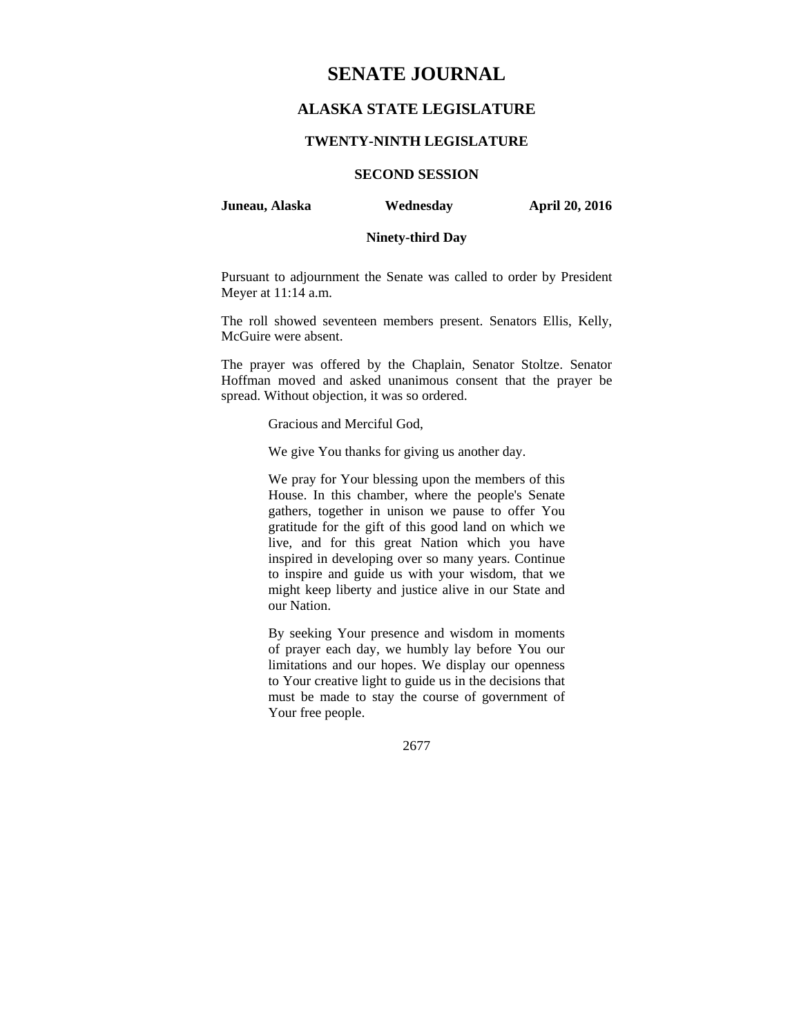# SENATE JOURNAL

## ALASKA STATE LEGISLATURE

### TWENTY-NINTH LEGISLATURE

### SECOND SESSION

**Juneau, Alaska** **Wednesday** **April 20, 2016**

**Ninety-third Day**

Pursuant to adjournment the Senate was called to order by President Meyer at 11:14 a.m.

The roll showed seventeen members present. Senators Ellis, Kelly, McGuire were absent.

The prayer was offered by the Chaplain, Senator Stoltze. Senator Hoffman moved and asked unanimous consent that the prayer be spread. Without objection, it was so ordered.

> Gracious and Merciful God,
>
> We give You thanks for giving us another day.
>
> We pray for Your blessing upon the members of this House. In this chamber, where the people's Senate gathers, together in unison we pause to offer You gratitude for the gift of this good land on which we live, and for this great Nation which you have inspired in developing over so many years. Continue to inspire and guide us with your wisdom, that we might keep liberty and justice alive in our State and our Nation.
>
> By seeking Your presence and wisdom in moments of prayer each day, we humbly lay before You our limitations and our hopes. We display our openness to Your creative light to guide us in the decisions that must be made to stay the course of government of Your free people.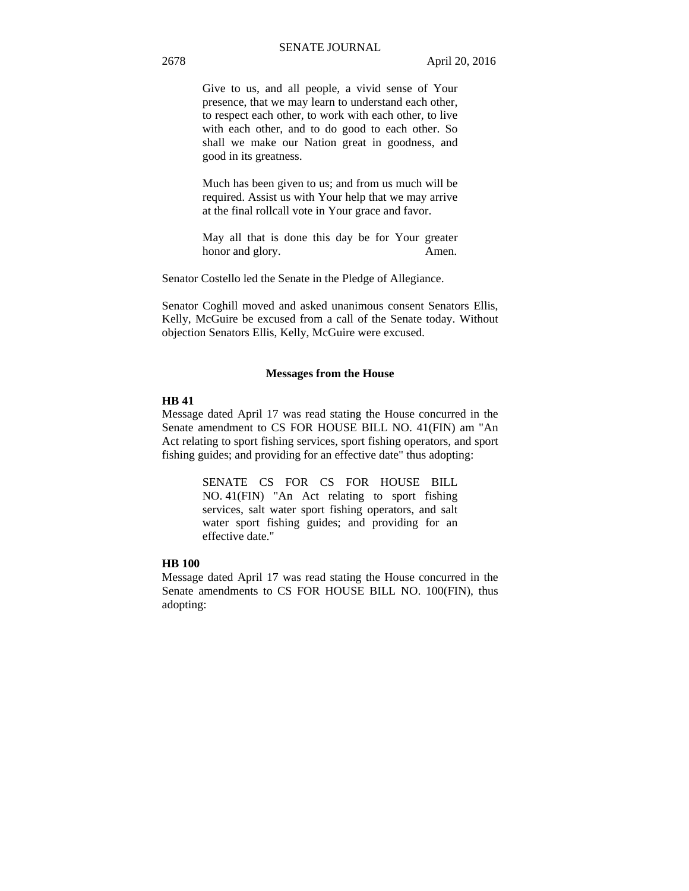> Give to us, and all people, a vivid sense of Your presence, that we may learn to understand each other, to respect each other, to work with each other, to live with each other, and to do good to each other. So shall we make our Nation great in goodness, and good in its greatness.
>
> Much has been given to us; and from us much will be required. Assist us with Your help that we may arrive at the final rollcall vote in Your grace and favor.
>
> May all that is done this day be for Your greater honor and glory. Amen.

Senator Costello led the Senate in the Pledge of Allegiance.

Senator Coghill moved and asked unanimous consent Senators Ellis, Kelly, McGuire be excused from a call of the Senate today. Without objection Senators Ellis, Kelly, McGuire were excused.

## Messages from the House

**HB 41**

Message dated April 17 was read stating the House concurred in the Senate amendment to CS FOR HOUSE BILL NO. 41(FIN) am "An Act relating to sport fishing services, sport fishing operators, and sport fishing guides; and providing for an effective date" thus adopting:

> SENATE CS FOR CS FOR HOUSE BILL NO. 41(FIN) "An Act relating to sport fishing services, salt water sport fishing operators, and salt water sport fishing guides; and providing for an effective date."

**HB 100**

Message dated April 17 was read stating the House concurred in the Senate amendments to CS FOR HOUSE BILL NO. 100(FIN), thus adopting: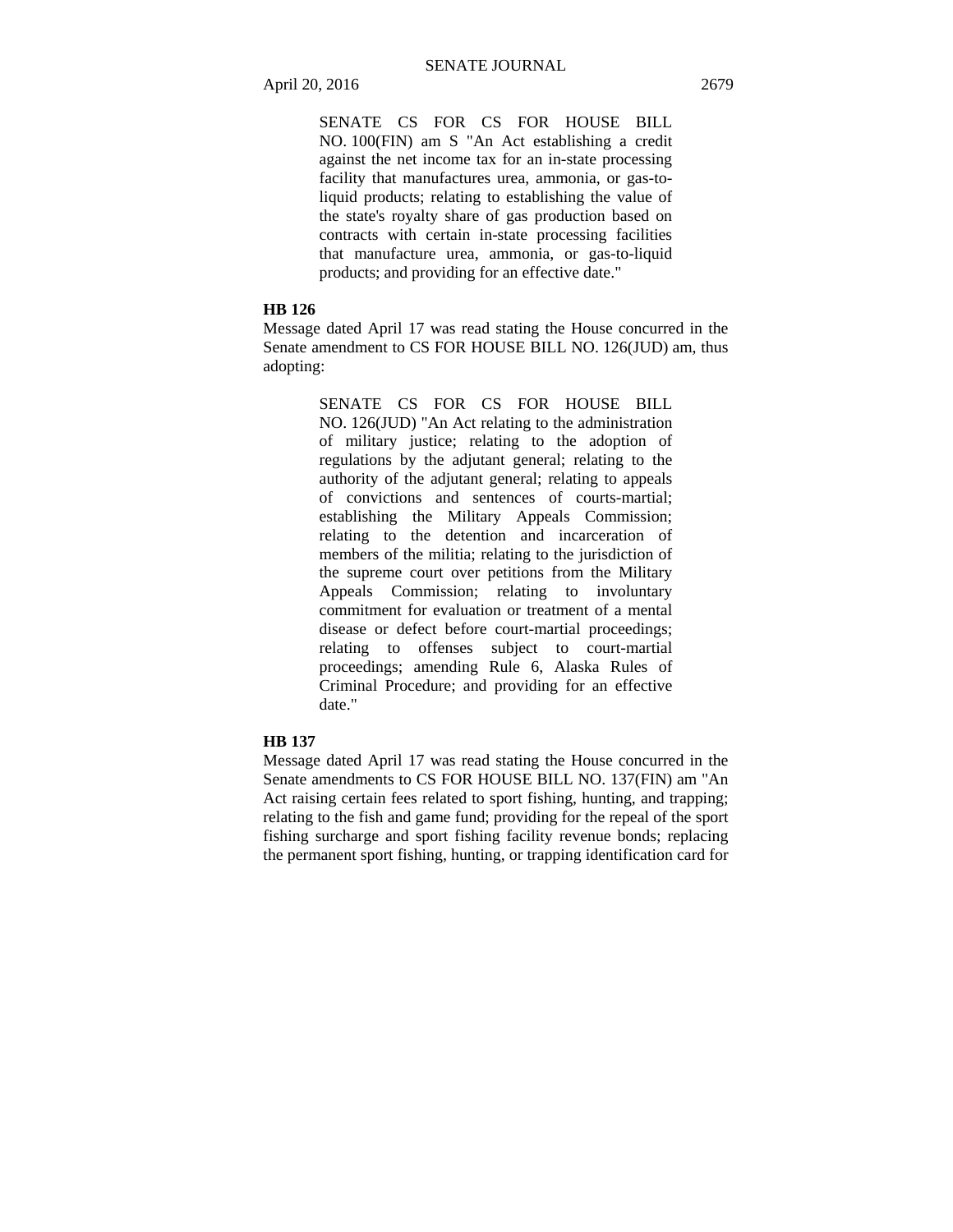SENATE CS FOR CS FOR HOUSE BILL NO. 100(FIN) am S "An Act establishing a credit against the net income tax for an in-state processing facility that manufactures urea, ammonia, or gas-to-liquid products; relating to establishing the value of the state's royalty share of gas production based on contracts with certain in-state processing facilities that manufacture urea, ammonia, or gas-to-liquid products; and providing for an effective date."

**HB 126**

Message dated April 17 was read stating the House concurred in the Senate amendment to CS FOR HOUSE BILL NO. 126(JUD) am, thus adopting:

> SENATE CS FOR CS FOR HOUSE BILL NO. 126(JUD) "An Act relating to the administration of military justice; relating to the adoption of regulations by the adjutant general; relating to the authority of the adjutant general; relating to appeals of convictions and sentences of courts-martial; establishing the Military Appeals Commission; relating to the detention and incarceration of members of the militia; relating to the jurisdiction of the supreme court over petitions from the Military Appeals Commission; relating to involuntary commitment for evaluation or treatment of a mental disease or defect before court-martial proceedings; relating to offenses subject to court-martial proceedings; amending Rule 6, Alaska Rules of Criminal Procedure; and providing for an effective date."

**HB 137**

Message dated April 17 was read stating the House concurred in the Senate amendments to CS FOR HOUSE BILL NO. 137(FIN) am "An Act raising certain fees related to sport fishing, hunting, and trapping; relating to the fish and game fund; providing for the repeal of the sport fishing surcharge and sport fishing facility revenue bonds; replacing the permanent sport fishing, hunting, or trapping identification card for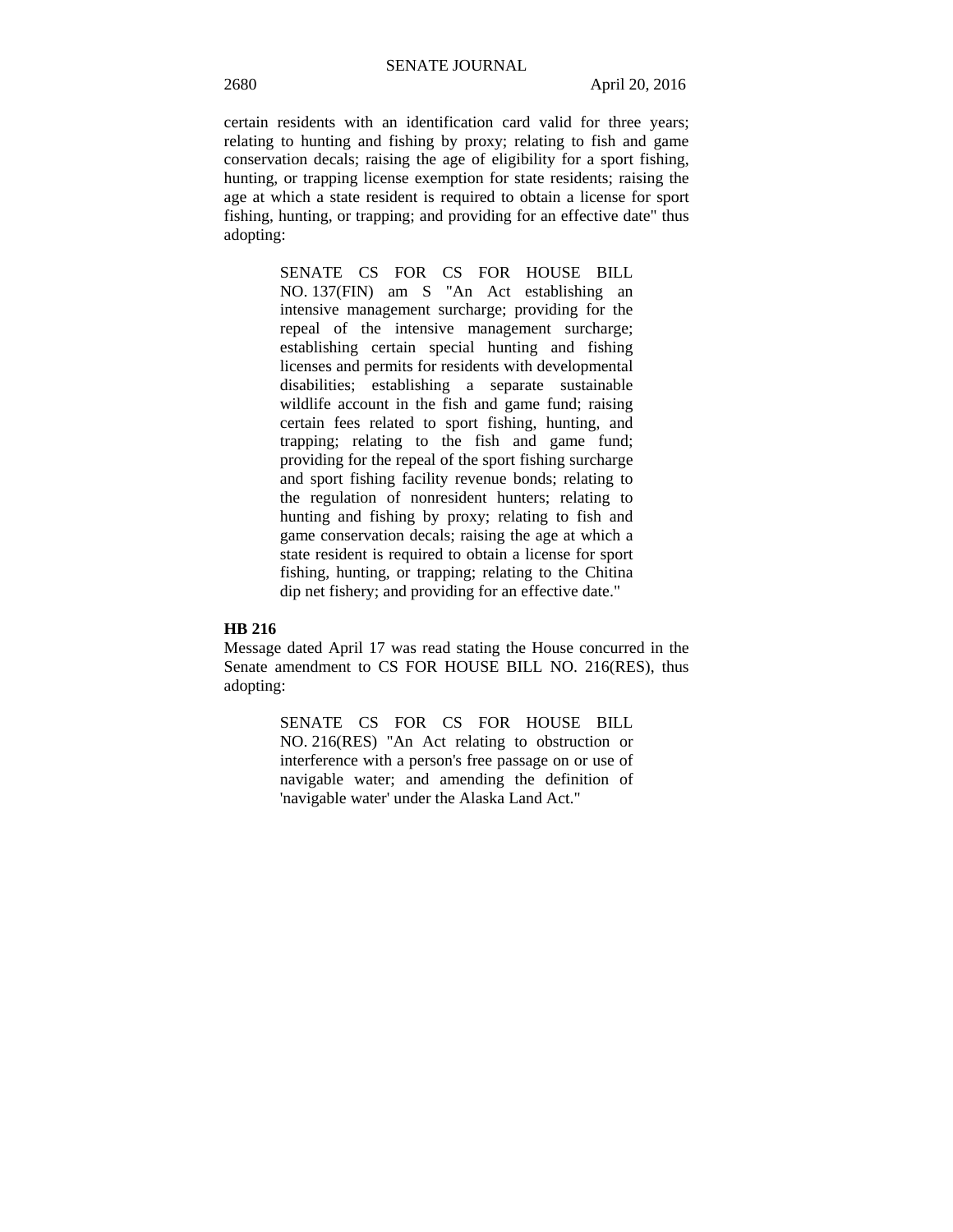certain residents with an identification card valid for three years; relating to hunting and fishing by proxy; relating to fish and game conservation decals; raising the age of eligibility for a sport fishing, hunting, or trapping license exemption for state residents; raising the age at which a state resident is required to obtain a license for sport fishing, hunting, or trapping; and providing for an effective date" thus adopting:

> SENATE CS FOR CS FOR HOUSE BILL NO. 137(FIN) am S "An Act establishing an intensive management surcharge; providing for the repeal of the intensive management surcharge; establishing certain special hunting and fishing licenses and permits for residents with developmental disabilities; establishing a separate sustainable wildlife account in the fish and game fund; raising certain fees related to sport fishing, hunting, and trapping; relating to the fish and game fund; providing for the repeal of the sport fishing surcharge and sport fishing facility revenue bonds; relating to the regulation of nonresident hunters; relating to hunting and fishing by proxy; relating to fish and game conservation decals; raising the age at which a state resident is required to obtain a license for sport fishing, hunting, or trapping; relating to the Chitina dip net fishery; and providing for an effective date."

**HB 216**

Message dated April 17 was read stating the House concurred in the Senate amendment to CS FOR HOUSE BILL NO. 216(RES), thus adopting:

> SENATE CS FOR CS FOR HOUSE BILL NO. 216(RES) "An Act relating to obstruction or interference with a person's free passage on or use of navigable water; and amending the definition of 'navigable water' under the Alaska Land Act."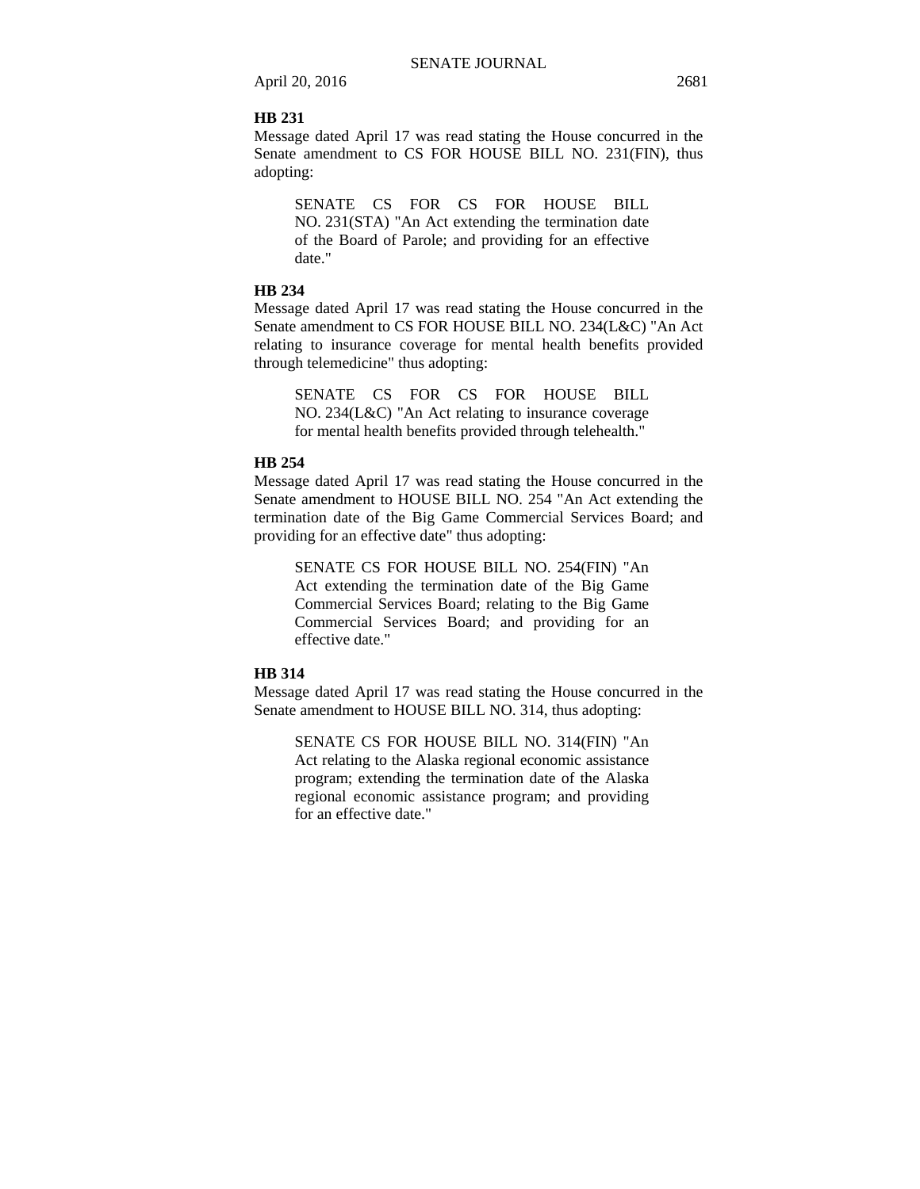**HB 231**

Message dated April 17 was read stating the House concurred in the Senate amendment to CS FOR HOUSE BILL NO. 231(FIN), thus adopting:

> SENATE CS FOR CS FOR HOUSE BILL NO. 231(STA) "An Act extending the termination date of the Board of Parole; and providing for an effective date."

**HB 234**

Message dated April 17 was read stating the House concurred in the Senate amendment to CS FOR HOUSE BILL NO. 234(L&C) "An Act relating to insurance coverage for mental health benefits provided through telemedicine" thus adopting:

> SENATE CS FOR CS FOR HOUSE BILL NO. 234(L&C) "An Act relating to insurance coverage for mental health benefits provided through telehealth."

**HB 254**

Message dated April 17 was read stating the House concurred in the Senate amendment to HOUSE BILL NO. 254 "An Act extending the termination date of the Big Game Commercial Services Board; and providing for an effective date" thus adopting:

> SENATE CS FOR HOUSE BILL NO. 254(FIN) "An Act extending the termination date of the Big Game Commercial Services Board; relating to the Big Game Commercial Services Board; and providing for an effective date."

**HB 314**

Message dated April 17 was read stating the House concurred in the Senate amendment to HOUSE BILL NO. 314, thus adopting:

> SENATE CS FOR HOUSE BILL NO. 314(FIN) "An Act relating to the Alaska regional economic assistance program; extending the termination date of the Alaska regional economic assistance program; and providing for an effective date."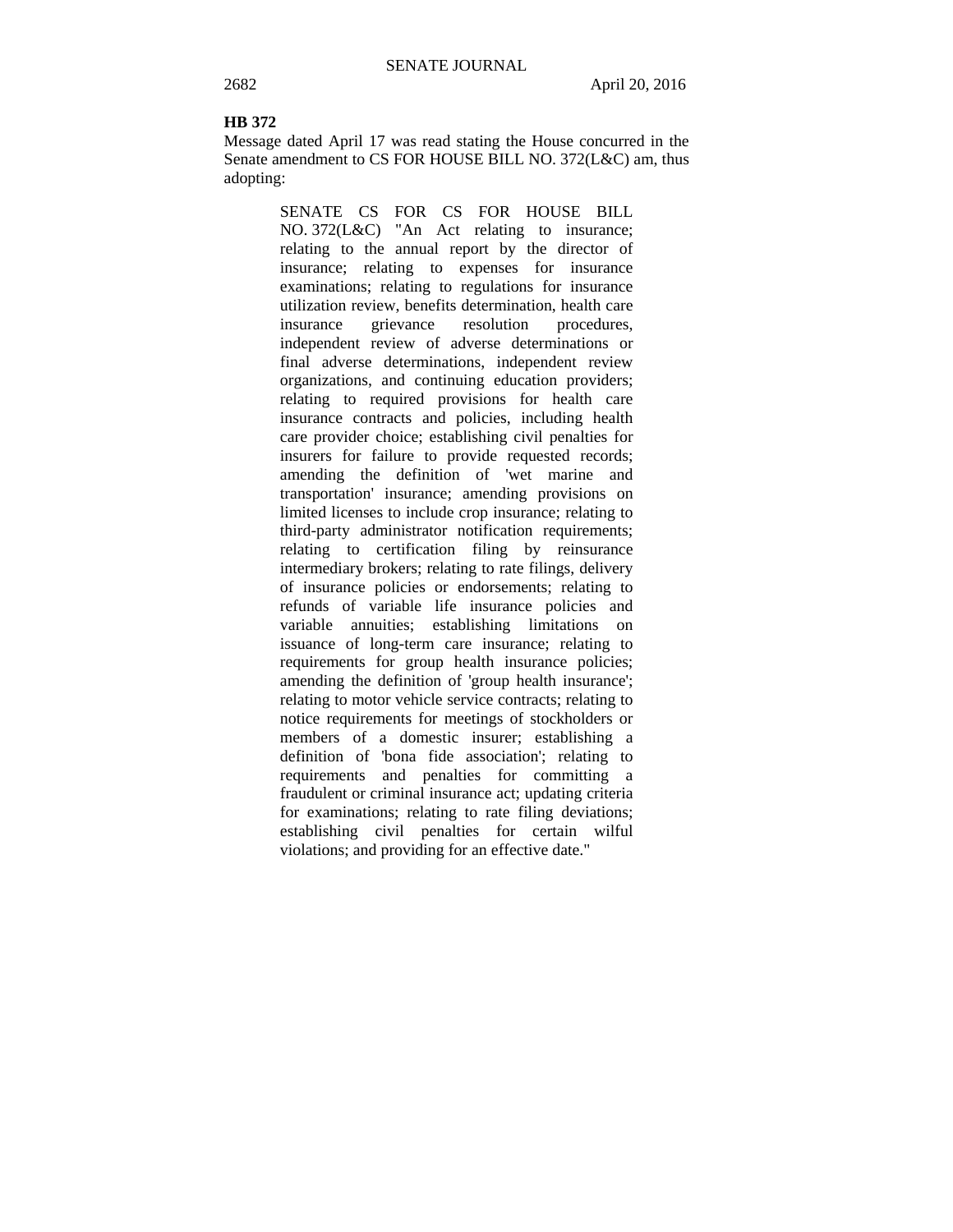**HB 372**

Message dated April 17 was read stating the House concurred in the Senate amendment to CS FOR HOUSE BILL NO. 372(L&C) am, thus adopting:

> SENATE CS FOR CS FOR HOUSE BILL NO. 372(L&C) "An Act relating to insurance; relating to the annual report by the director of insurance; relating to expenses for insurance examinations; relating to regulations for insurance utilization review, benefits determination, health care insurance grievance resolution procedures, independent review of adverse determinations or final adverse determinations, independent review organizations, and continuing education providers; relating to required provisions for health care insurance contracts and policies, including health care provider choice; establishing civil penalties for insurers for failure to provide requested records; amending the definition of 'wet marine and transportation' insurance; amending provisions on limited licenses to include crop insurance; relating to third-party administrator notification requirements; relating to certification filing by reinsurance intermediary brokers; relating to rate filings, delivery of insurance policies or endorsements; relating to refunds of variable life insurance policies and variable annuities; establishing limitations on issuance of long-term care insurance; relating to requirements for group health insurance policies; amending the definition of 'group health insurance'; relating to motor vehicle service contracts; relating to notice requirements for meetings of stockholders or members of a domestic insurer; establishing a definition of 'bona fide association'; relating to requirements and penalties for committing a fraudulent or criminal insurance act; updating criteria for examinations; relating to rate filing deviations; establishing civil penalties for certain wilful violations; and providing for an effective date."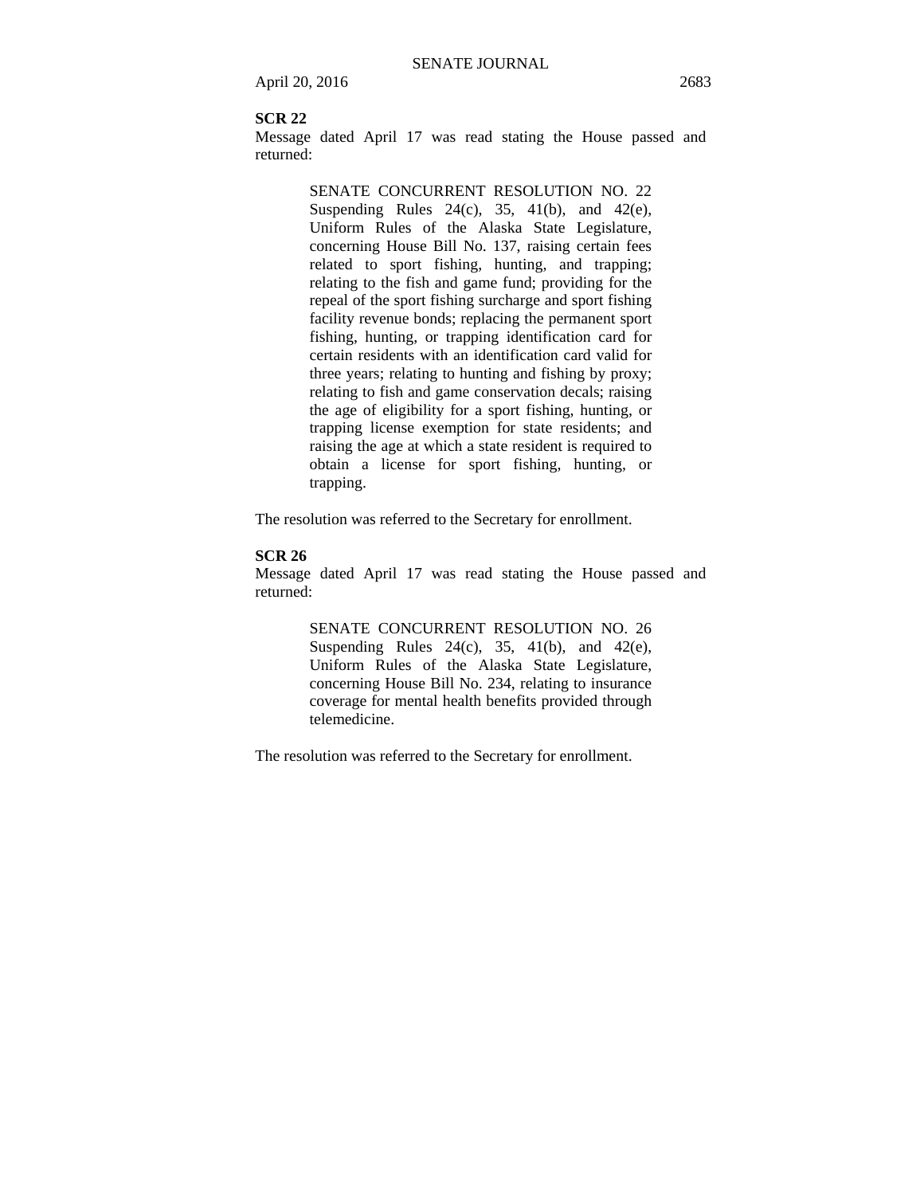**SCR 22**

Message dated April 17 was read stating the House passed and returned:

> SENATE CONCURRENT RESOLUTION NO. 22 Suspending Rules 24(c), 35, 41(b), and 42(e), Uniform Rules of the Alaska State Legislature, concerning House Bill No. 137, raising certain fees related to sport fishing, hunting, and trapping; relating to the fish and game fund; providing for the repeal of the sport fishing surcharge and sport fishing facility revenue bonds; replacing the permanent sport fishing, hunting, or trapping identification card for certain residents with an identification card valid for three years; relating to hunting and fishing by proxy; relating to fish and game conservation decals; raising the age of eligibility for a sport fishing, hunting, or trapping license exemption for state residents; and raising the age at which a state resident is required to obtain a license for sport fishing, hunting, or trapping.

The resolution was referred to the Secretary for enrollment.

**SCR 26**

Message dated April 17 was read stating the House passed and returned:

> SENATE CONCURRENT RESOLUTION NO. 26 Suspending Rules 24(c), 35, 41(b), and 42(e), Uniform Rules of the Alaska State Legislature, concerning House Bill No. 234, relating to insurance coverage for mental health benefits provided through telemedicine.

The resolution was referred to the Secretary for enrollment.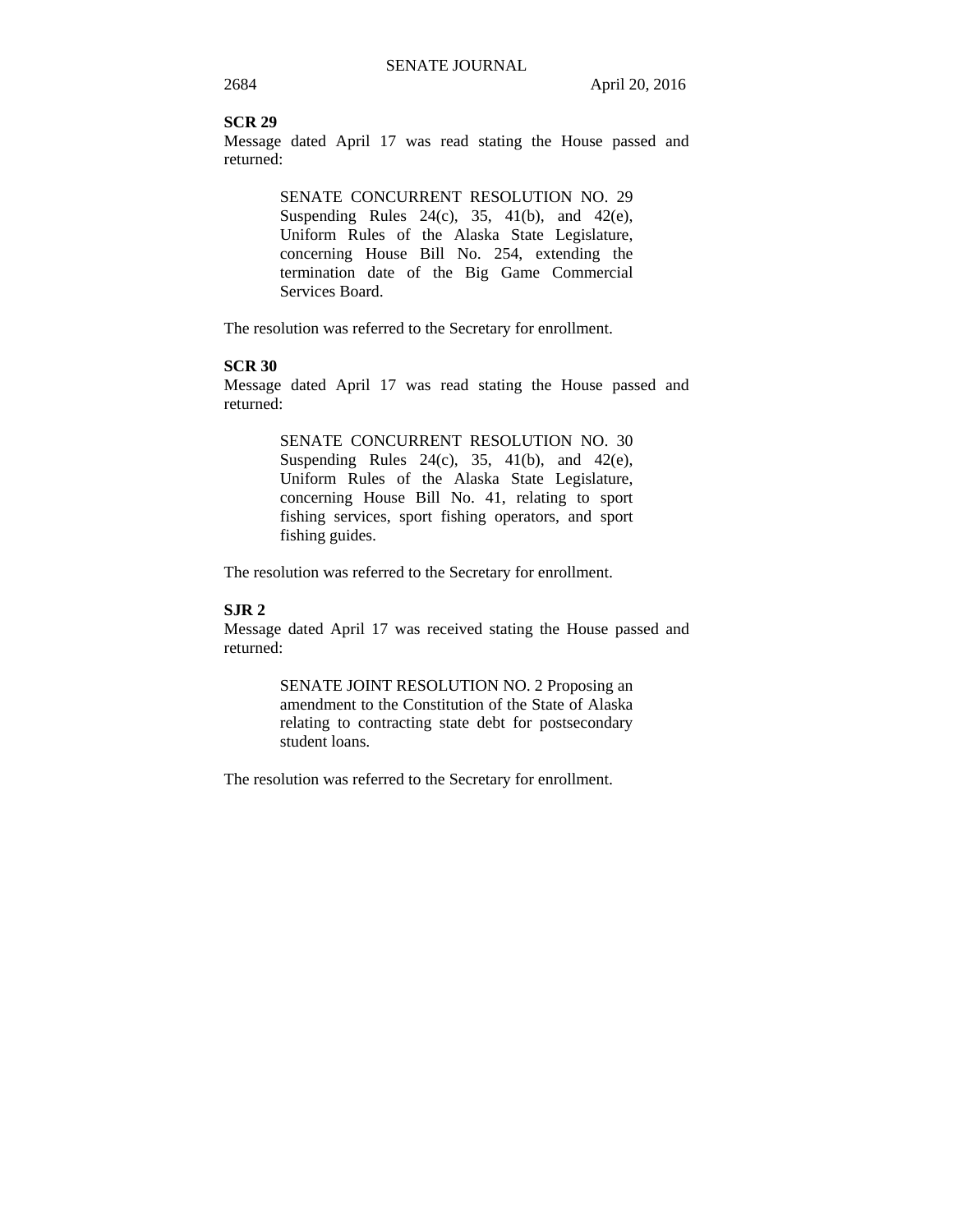**SCR 29**
Message dated April 17 was read stating the House passed and returned:

> SENATE CONCURRENT RESOLUTION NO. 29 Suspending Rules 24(c), 35, 41(b), and 42(e), Uniform Rules of the Alaska State Legislature, concerning House Bill No. 254, extending the termination date of the Big Game Commercial Services Board.

The resolution was referred to the Secretary for enrollment.

**SCR 30**
Message dated April 17 was read stating the House passed and returned:

> SENATE CONCURRENT RESOLUTION NO. 30 Suspending Rules 24(c), 35, 41(b), and 42(e), Uniform Rules of the Alaska State Legislature, concerning House Bill No. 41, relating to sport fishing services, sport fishing operators, and sport fishing guides.

The resolution was referred to the Secretary for enrollment.

**SJR 2**
Message dated April 17 was received stating the House passed and returned:

> SENATE JOINT RESOLUTION NO. 2 Proposing an amendment to the Constitution of the State of Alaska relating to contracting state debt for postsecondary student loans.

The resolution was referred to the Secretary for enrollment.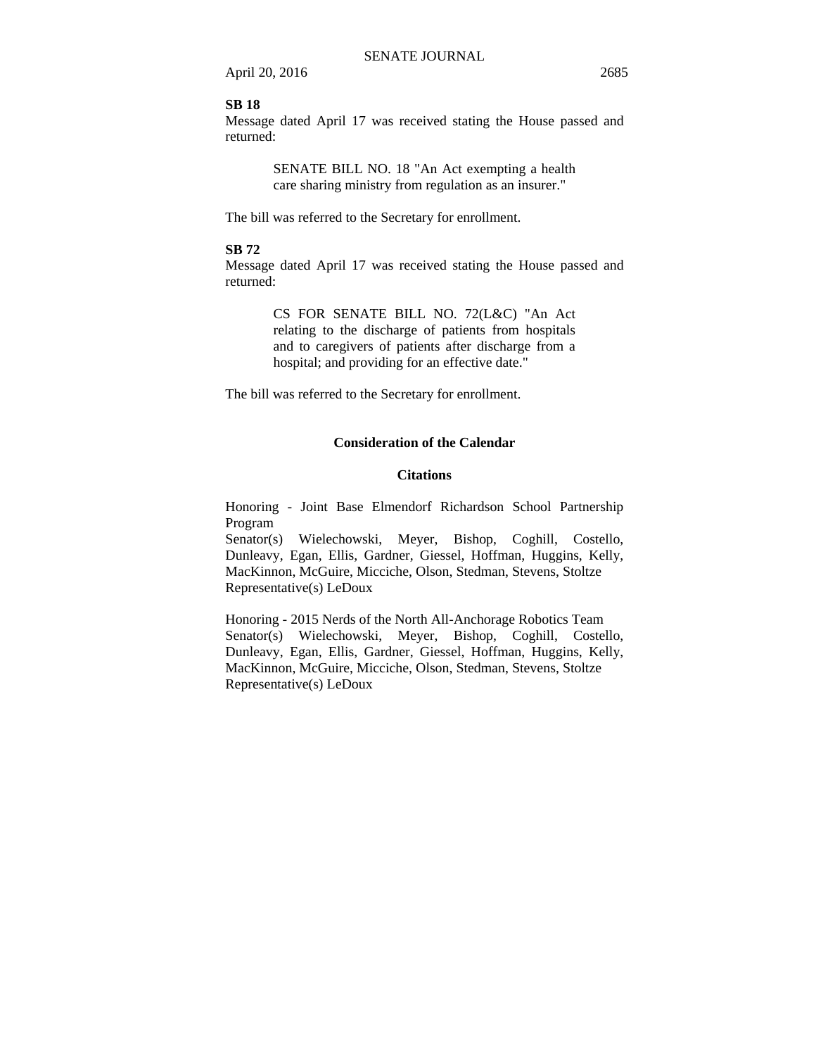**SB 18**

Message dated April 17 was received stating the House passed and returned:

> SENATE BILL NO. 18 "An Act exempting a health care sharing ministry from regulation as an insurer."

The bill was referred to the Secretary for enrollment.

**SB 72**

Message dated April 17 was received stating the House passed and returned:

> CS FOR SENATE BILL NO. 72(L&C) "An Act relating to the discharge of patients from hospitals and to caregivers of patients after discharge from a hospital; and providing for an effective date."

The bill was referred to the Secretary for enrollment.

## Consideration of the Calendar

### Citations

Honoring - Joint Base Elmendorf Richardson School Partnership Program
Senator(s) Wielechowski, Meyer, Bishop, Coghill, Costello, Dunleavy, Egan, Ellis, Gardner, Giessel, Hoffman, Huggins, Kelly, MacKinnon, McGuire, Micciche, Olson, Stedman, Stevens, Stoltze
Representative(s) LeDoux

Honoring - 2015 Nerds of the North All-Anchorage Robotics Team
Senator(s) Wielechowski, Meyer, Bishop, Coghill, Costello, Dunleavy, Egan, Ellis, Gardner, Giessel, Hoffman, Huggins, Kelly, MacKinnon, McGuire, Micciche, Olson, Stedman, Stevens, Stoltze
Representative(s) LeDoux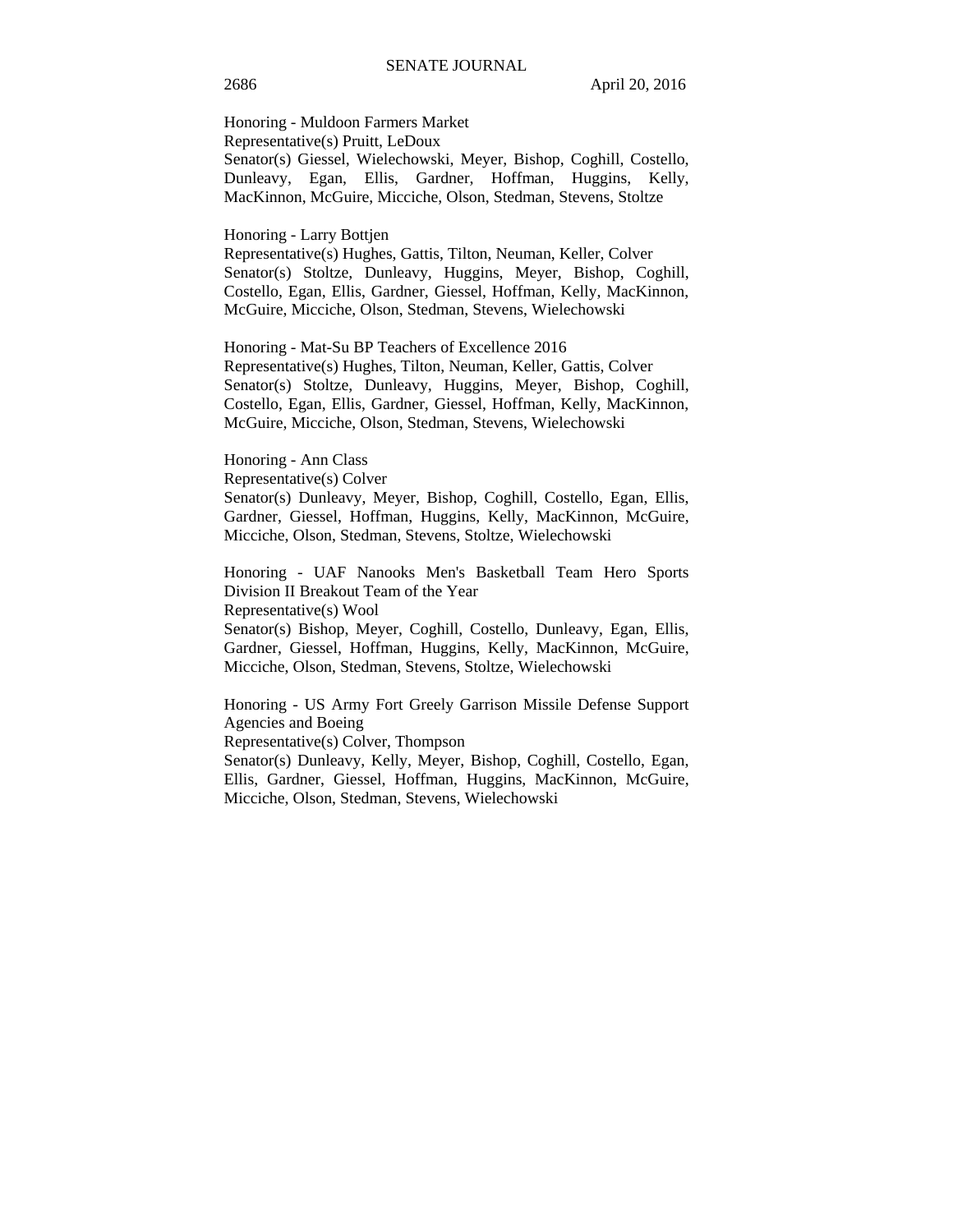Honoring - Muldoon Farmers Market
Representative(s) Pruitt, LeDoux
Senator(s) Giessel, Wielechowski, Meyer, Bishop, Coghill, Costello, Dunleavy, Egan, Ellis, Gardner, Hoffman, Huggins, Kelly, MacKinnon, McGuire, Micciche, Olson, Stedman, Stevens, Stoltze

Honoring - Larry Bottjen
Representative(s) Hughes, Gattis, Tilton, Neuman, Keller, Colver
Senator(s) Stoltze, Dunleavy, Huggins, Meyer, Bishop, Coghill, Costello, Egan, Ellis, Gardner, Giessel, Hoffman, Kelly, MacKinnon, McGuire, Micciche, Olson, Stedman, Stevens, Wielechowski

Honoring - Mat-Su BP Teachers of Excellence 2016
Representative(s) Hughes, Tilton, Neuman, Keller, Gattis, Colver
Senator(s) Stoltze, Dunleavy, Huggins, Meyer, Bishop, Coghill, Costello, Egan, Ellis, Gardner, Giessel, Hoffman, Kelly, MacKinnon, McGuire, Micciche, Olson, Stedman, Stevens, Wielechowski

Honoring - Ann Class
Representative(s) Colver
Senator(s) Dunleavy, Meyer, Bishop, Coghill, Costello, Egan, Ellis, Gardner, Giessel, Hoffman, Huggins, Kelly, MacKinnon, McGuire, Micciche, Olson, Stedman, Stevens, Stoltze, Wielechowski

Honoring - UAF Nanooks Men's Basketball Team Hero Sports Division II Breakout Team of the Year
Representative(s) Wool
Senator(s) Bishop, Meyer, Coghill, Costello, Dunleavy, Egan, Ellis, Gardner, Giessel, Hoffman, Huggins, Kelly, MacKinnon, McGuire, Micciche, Olson, Stedman, Stevens, Stoltze, Wielechowski

Honoring - US Army Fort Greely Garrison Missile Defense Support Agencies and Boeing
Representative(s) Colver, Thompson
Senator(s) Dunleavy, Kelly, Meyer, Bishop, Coghill, Costello, Egan, Ellis, Gardner, Giessel, Hoffman, Huggins, MacKinnon, McGuire, Micciche, Olson, Stedman, Stevens, Wielechowski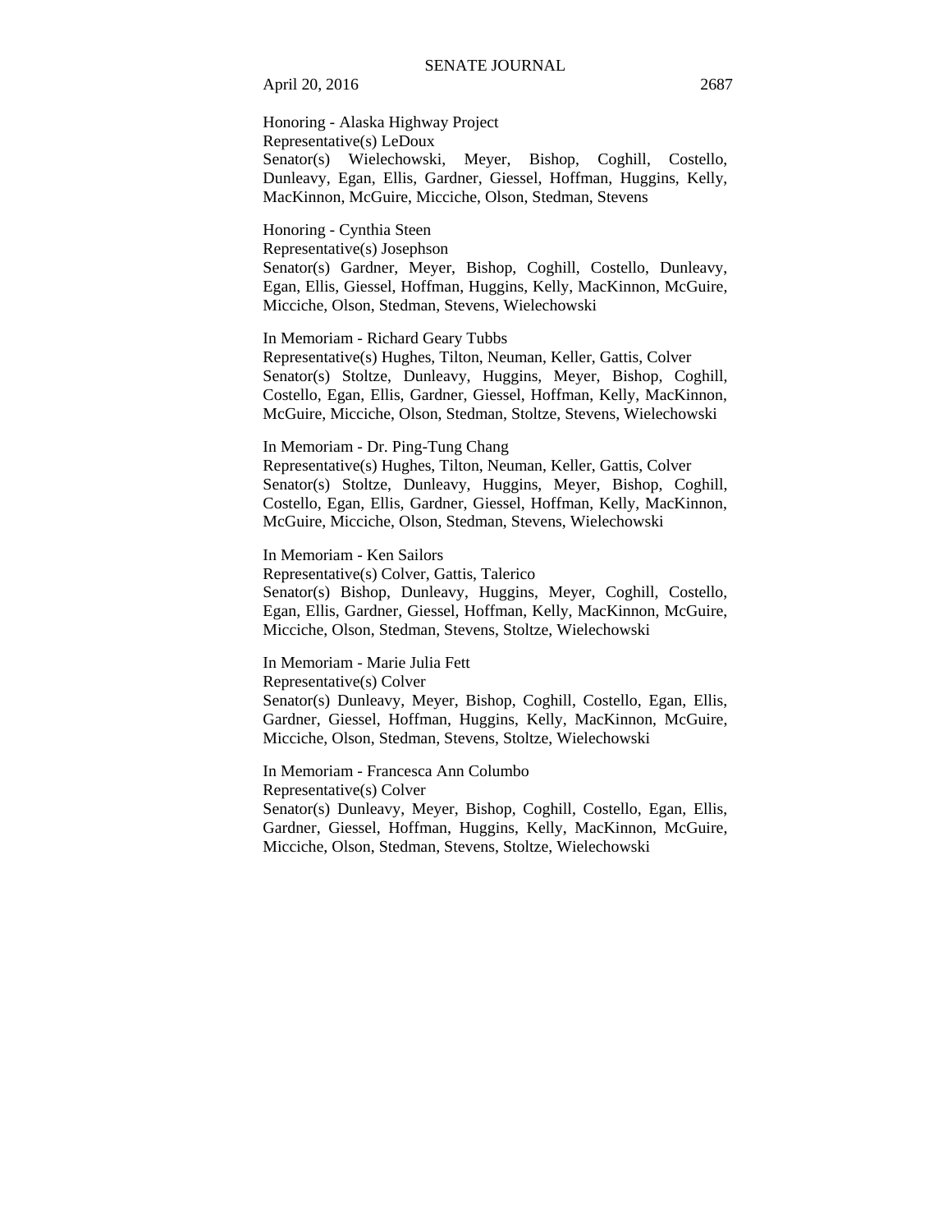Honoring - Alaska Highway Project
Representative(s) LeDoux
Senator(s) Wielechowski, Meyer, Bishop, Coghill, Costello, Dunleavy, Egan, Ellis, Gardner, Giessel, Hoffman, Huggins, Kelly, MacKinnon, McGuire, Micciche, Olson, Stedman, Stevens

Honoring - Cynthia Steen
Representative(s) Josephson
Senator(s) Gardner, Meyer, Bishop, Coghill, Costello, Dunleavy, Egan, Ellis, Giessel, Hoffman, Huggins, Kelly, MacKinnon, McGuire, Micciche, Olson, Stedman, Stevens, Wielechowski

In Memoriam - Richard Geary Tubbs
Representative(s) Hughes, Tilton, Neuman, Keller, Gattis, Colver
Senator(s) Stoltze, Dunleavy, Huggins, Meyer, Bishop, Coghill, Costello, Egan, Ellis, Gardner, Giessel, Hoffman, Kelly, MacKinnon, McGuire, Micciche, Olson, Stedman, Stoltze, Stevens, Wielechowski

In Memoriam - Dr. Ping-Tung Chang
Representative(s) Hughes, Tilton, Neuman, Keller, Gattis, Colver
Senator(s) Stoltze, Dunleavy, Huggins, Meyer, Bishop, Coghill, Costello, Egan, Ellis, Gardner, Giessel, Hoffman, Kelly, MacKinnon, McGuire, Micciche, Olson, Stedman, Stevens, Wielechowski

In Memoriam - Ken Sailors
Representative(s) Colver, Gattis, Talerico
Senator(s) Bishop, Dunleavy, Huggins, Meyer, Coghill, Costello, Egan, Ellis, Gardner, Giessel, Hoffman, Kelly, MacKinnon, McGuire, Micciche, Olson, Stedman, Stevens, Stoltze, Wielechowski

In Memoriam - Marie Julia Fett
Representative(s) Colver
Senator(s) Dunleavy, Meyer, Bishop, Coghill, Costello, Egan, Ellis, Gardner, Giessel, Hoffman, Huggins, Kelly, MacKinnon, McGuire, Micciche, Olson, Stedman, Stevens, Stoltze, Wielechowski

In Memoriam - Francesca Ann Columbo
Representative(s) Colver
Senator(s) Dunleavy, Meyer, Bishop, Coghill, Costello, Egan, Ellis, Gardner, Giessel, Hoffman, Huggins, Kelly, MacKinnon, McGuire, Micciche, Olson, Stedman, Stevens, Stoltze, Wielechowski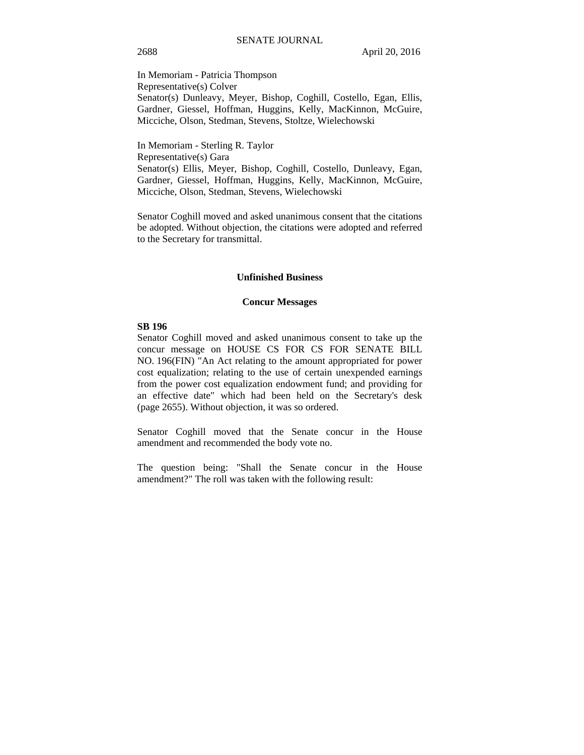In Memoriam - Patricia Thompson
Representative(s) Colver
Senator(s) Dunleavy, Meyer, Bishop, Coghill, Costello, Egan, Ellis, Gardner, Giessel, Hoffman, Huggins, Kelly, MacKinnon, McGuire, Micciche, Olson, Stedman, Stevens, Stoltze, Wielechowski

In Memoriam - Sterling R. Taylor
Representative(s) Gara
Senator(s) Ellis, Meyer, Bishop, Coghill, Costello, Dunleavy, Egan, Gardner, Giessel, Hoffman, Huggins, Kelly, MacKinnon, McGuire, Micciche, Olson, Stedman, Stevens, Wielechowski

Senator Coghill moved and asked unanimous consent that the citations be adopted. Without objection, the citations were adopted and referred to the Secretary for transmittal.

## Unfinished Business

### Concur Messages

**SB 196**
Senator Coghill moved and asked unanimous consent to take up the concur message on HOUSE CS FOR CS FOR SENATE BILL NO. 196(FIN) "An Act relating to the amount appropriated for power cost equalization; relating to the use of certain unexpended earnings from the power cost equalization endowment fund; and providing for an effective date" which had been held on the Secretary's desk (page 2655). Without objection, it was so ordered.

Senator Coghill moved that the Senate concur in the House amendment and recommended the body vote no.

The question being: "Shall the Senate concur in the House amendment?" The roll was taken with the following result: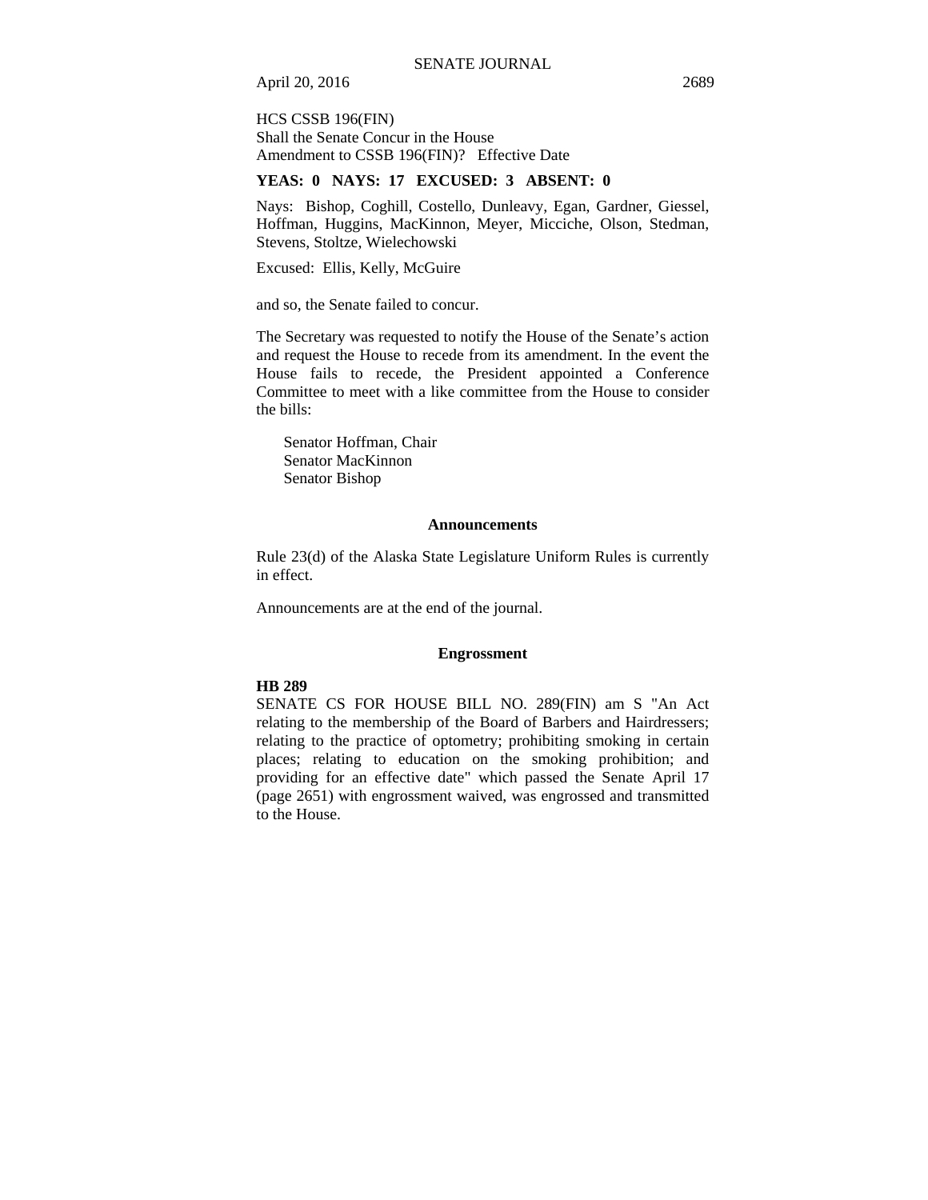HCS CSSB 196(FIN)
Shall the Senate Concur in the House
Amendment to CSSB 196(FIN)? Effective Date

**YEAS: 0 NAYS: 17 EXCUSED: 3 ABSENT: 0**

Nays: Bishop, Coghill, Costello, Dunleavy, Egan, Gardner, Giessel, Hoffman, Huggins, MacKinnon, Meyer, Micciche, Olson, Stedman, Stevens, Stoltze, Wielechowski

Excused: Ellis, Kelly, McGuire

and so, the Senate failed to concur.

The Secretary was requested to notify the House of the Senate's action and request the House to recede from its amendment. In the event the House fails to recede, the President appointed a Conference Committee to meet with a like committee from the House to consider the bills:

Senator Hoffman, Chair
Senator MacKinnon
Senator Bishop

## Announcements

Rule 23(d) of the Alaska State Legislature Uniform Rules is currently in effect.

Announcements are at the end of the journal.

## Engrossment

**HB 289**
SENATE CS FOR HOUSE BILL NO. 289(FIN) am S "An Act relating to the membership of the Board of Barbers and Hairdressers; relating to the practice of optometry; prohibiting smoking in certain places; relating to education on the smoking prohibition; and providing for an effective date" which passed the Senate April 17 (page 2651) with engrossment waived, was engrossed and transmitted to the House.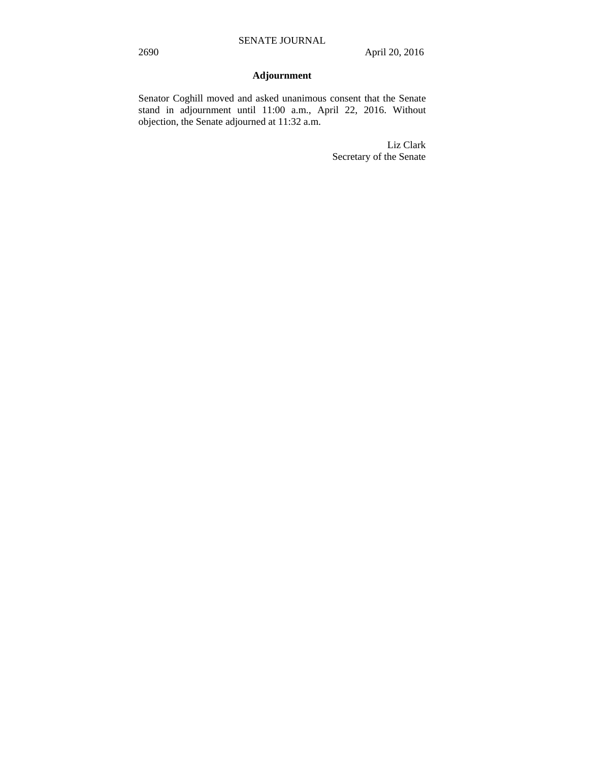## Adjournment

Senator Coghill moved and asked unanimous consent that the Senate stand in adjournment until 11:00 a.m., April 22, 2016. Without objection, the Senate adjourned at 11:32 a.m.

Liz Clark
Secretary of the Senate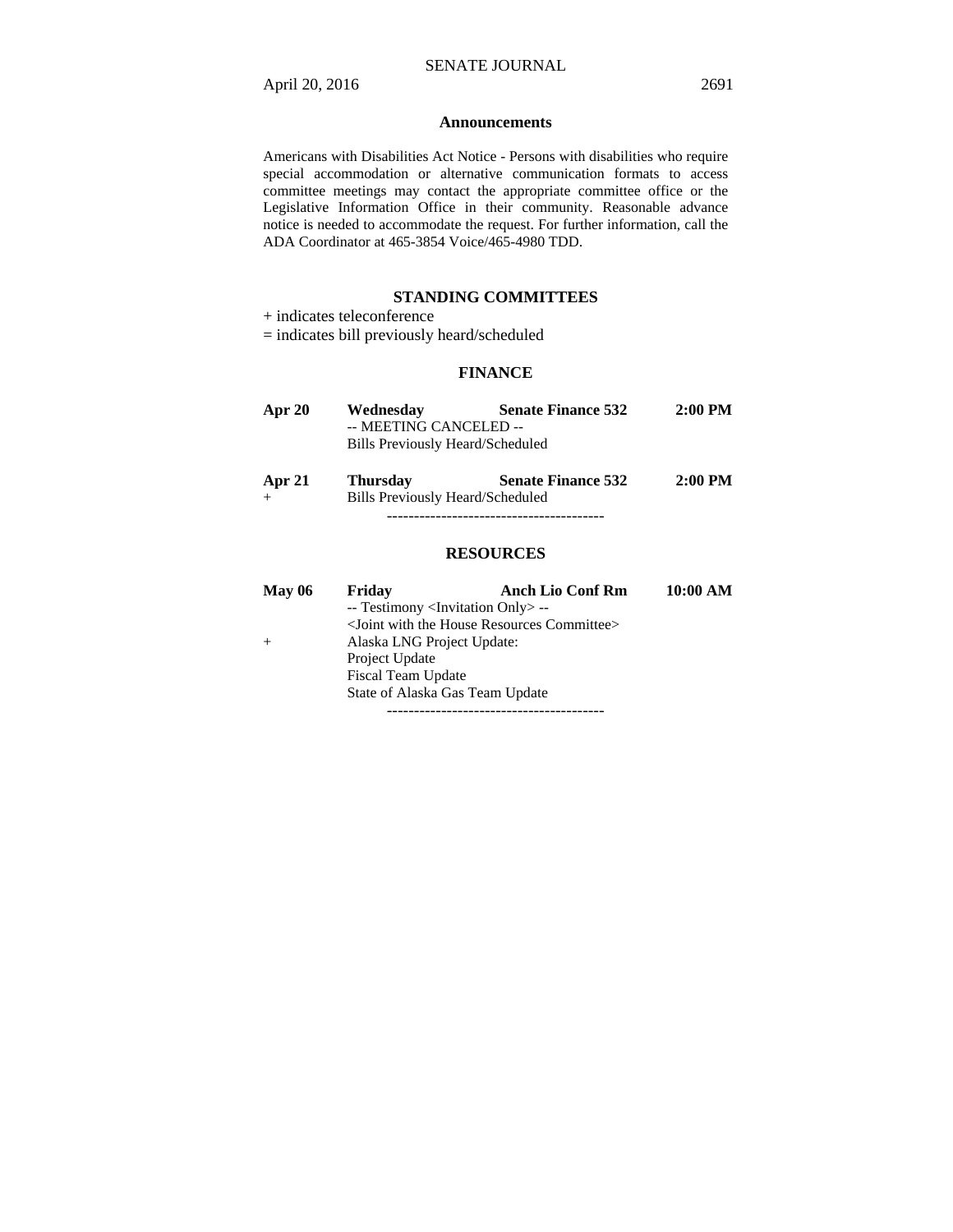## Announcements

Americans with Disabilities Act Notice - Persons with disabilities who require special accommodation or alternative communication formats to access committee meetings may contact the appropriate committee office or the Legislative Information Office in their community. Reasonable advance notice is needed to accommodate the request. For further information, call the ADA Coordinator at 465-3854 Voice/465-4980 TDD.

## STANDING COMMITTEES

+ indicates teleconference
= indicates bill previously heard/scheduled

### FINANCE

| | | | |
|---|---|---|---|
| **Apr 20** | **Wednesday** | **Senate Finance 532** | **2:00 PM** |
| | -- MEETING CANCELED -- | | |
| | Bills Previously Heard/Scheduled | | |
| **Apr 21** | **Thursday** | **Senate Finance 532** | **2:00 PM** |
| + | Bills Previously Heard/Scheduled | | |

----------------------------------------

### RESOURCES

| | | | |
|---|---|---|---|
| **May 06** | **Friday** | **Anch Lio Conf Rm** | **10:00 AM** |
| | -- Testimony <Invitation Only> -- | | |
| | <Joint with the House Resources Committee> | | |
| + | Alaska LNG Project Update: | | |
| | Project Update | | |
| | Fiscal Team Update | | |
| | State of Alaska Gas Team Update | | |

----------------------------------------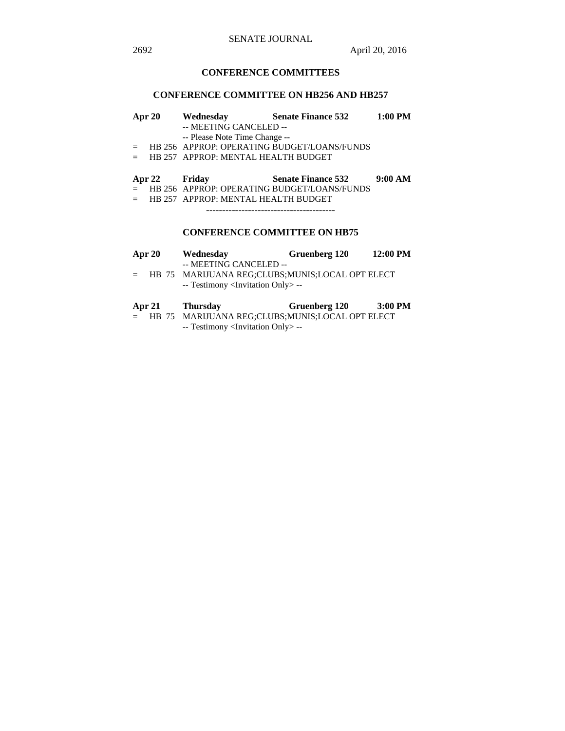## CONFERENCE COMMITTEES

### CONFERENCE COMMITTEE ON HB256 AND HB257

| | | | |
|---|---|---|---|
| **Apr 20** | **Wednesday** | **Senate Finance 532** | **1:00 PM** |

-- MEETING CANCELED --

-- Please Note Time Change --

= HB 256 APPROP: OPERATING BUDGET/LOANS/FUNDS

= HB 257 APPROP: MENTAL HEALTH BUDGET

| | | | |
|---|---|---|---|
| **Apr 22** | **Friday** | **Senate Finance 532** | **9:00 AM** |

= HB 256 APPROP: OPERATING BUDGET/LOANS/FUNDS

= HB 257 APPROP: MENTAL HEALTH BUDGET

----------------------------------------

### CONFERENCE COMMITTEE ON HB75

| | | | |
|---|---|---|---|
| **Apr 20** | **Wednesday** | **Gruenberg 120** | **12:00 PM** |

-- MEETING CANCELED --

= HB 75 MARIJUANA REG;CLUBS;MUNIS;LOCAL OPT ELECT

-- Testimony <Invitation Only> --

| | | | |
|---|---|---|---|
| **Apr 21** | **Thursday** | **Gruenberg 120** | **3:00 PM** |

= HB 75 MARIJUANA REG;CLUBS;MUNIS;LOCAL OPT ELECT

-- Testimony <Invitation Only> --